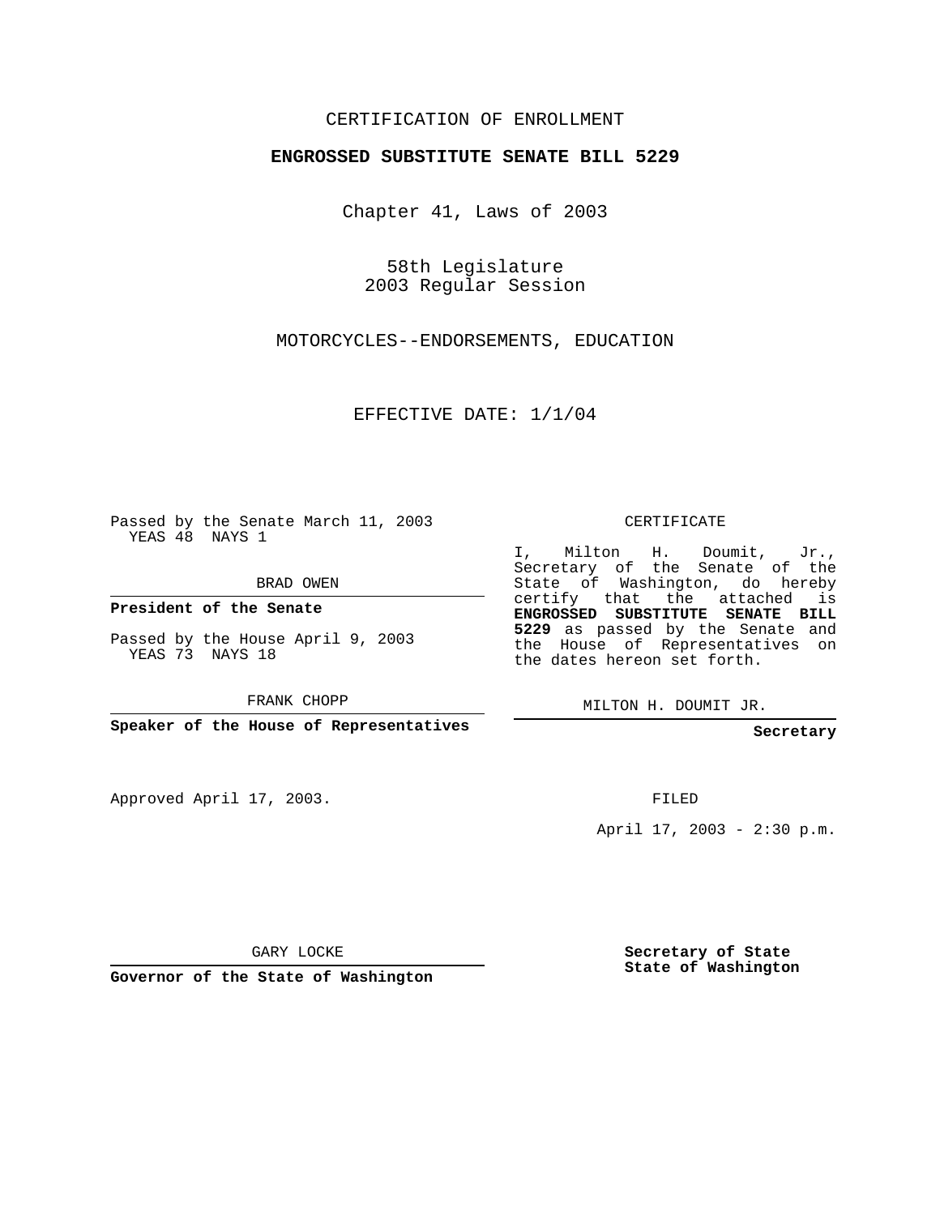CERTIFICATION OF ENROLLMENT

**ENGROSSED SUBSTITUTE SENATE BILL 5229**

Chapter 41, Laws of 2003

58th Legislature
2003 Regular Session

MOTORCYCLES--ENDORSEMENTS, EDUCATION

EFFECTIVE DATE: 1/1/04

Passed by the Senate March 11, 2003
YEAS 48 NAYS 1

BRAD OWEN

**President of the Senate**

Passed by the House April 9, 2003
YEAS 73 NAYS 18

FRANK CHOPP

**Speaker of the House of Representatives**

Approved April 17, 2003.

GARY LOCKE

**Governor of the State of Washington**

CERTIFICATE

I, Milton H. Doumit, Jr., Secretary of the Senate of the State of Washington, do hereby certify that the attached is **ENGROSSED SUBSTITUTE SENATE BILL 5229** as passed by the Senate and the House of Representatives on the dates hereon set forth.

MILTON H. DOUMIT JR.

**Secretary**

FILED

April 17, 2003 - 2:30 p.m.

**Secretary of State**
**State of Washington**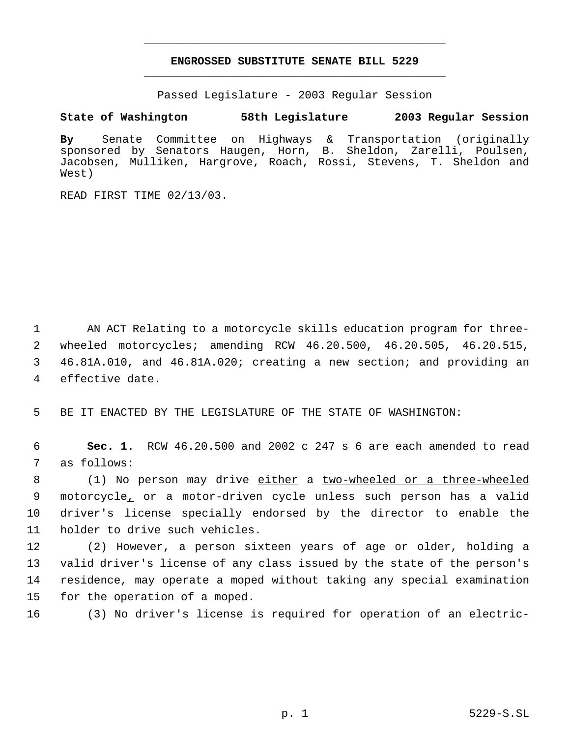# ENGROSSED SUBSTITUTE SENATE BILL 5229

Passed Legislature - 2003 Regular Session

**State of Washington 58th Legislature 2003 Regular Session**

**By** Senate Committee on Highways & Transportation (originally sponsored by Senators Haugen, Horn, B. Sheldon, Zarelli, Poulsen, Jacobsen, Mulliken, Hargrove, Roach, Rossi, Stevens, T. Sheldon and West)

READ FIRST TIME 02/13/03.

AN ACT Relating to a motorcycle skills education program for three-wheeled motorcycles; amending RCW 46.20.500, 46.20.505, 46.20.515, 46.81A.010, and 46.81A.020; creating a new section; and providing an effective date.

BE IT ENACTED BY THE LEGISLATURE OF THE STATE OF WASHINGTON:

**Sec. 1.** RCW 46.20.500 and 2002 c 247 s 6 are each amended to read as follows:

(1) No person may drive either a two-wheeled or a three-wheeled motorcycle, or a motor-driven cycle unless such person has a valid driver's license specially endorsed by the director to enable the holder to drive such vehicles.

(2) However, a person sixteen years of age or older, holding a valid driver's license of any class issued by the state of the person's residence, may operate a moped without taking any special examination for the operation of a moped.

(3) No driver's license is required for operation of an electric-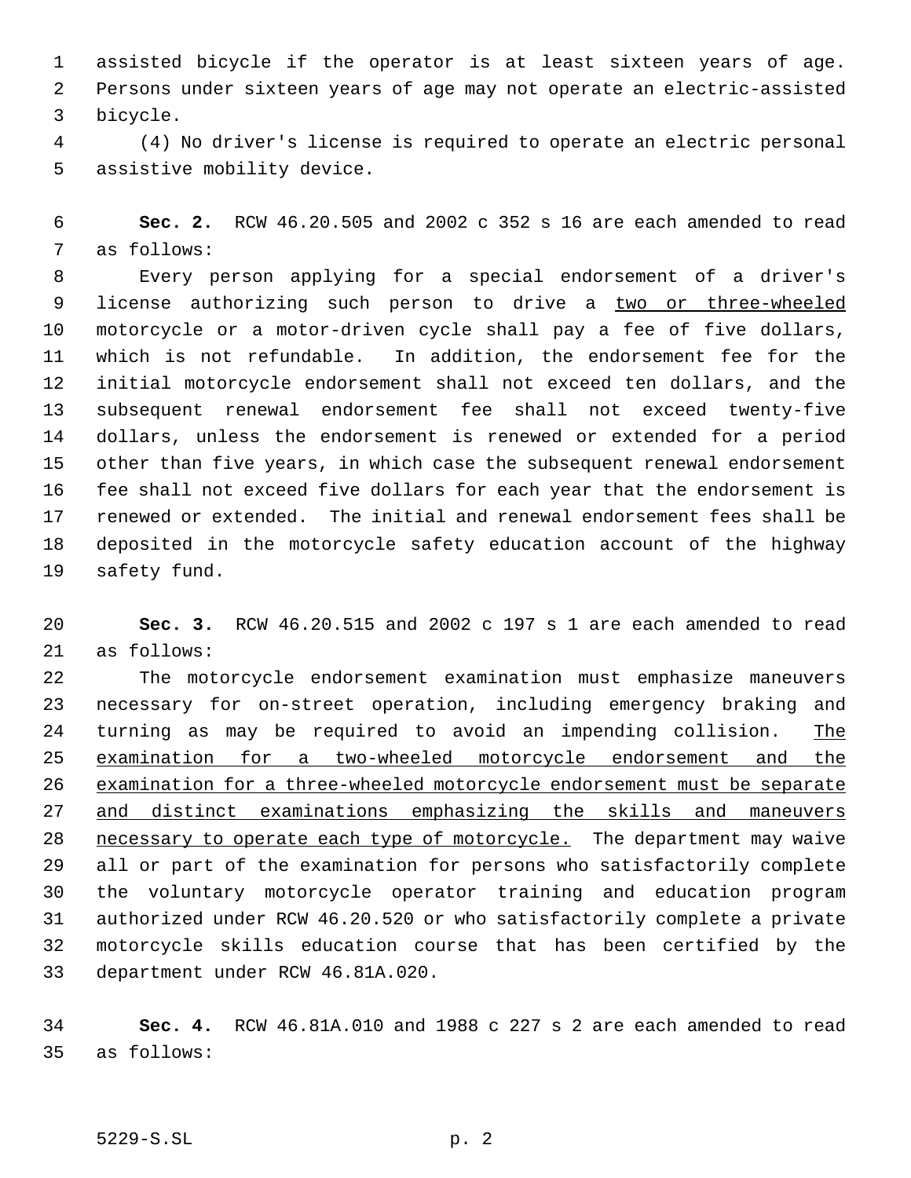assisted bicycle if the operator is at least sixteen years of age. Persons under sixteen years of age may not operate an electric-assisted bicycle.

(4) No driver's license is required to operate an electric personal assistive mobility device.

**Sec. 2.** RCW 46.20.505 and 2002 c 352 s 16 are each amended to read as follows:

Every person applying for a special endorsement of a driver's license authorizing such person to drive a <u>two or three-wheeled</u> motorcycle or a motor-driven cycle shall pay a fee of five dollars, which is not refundable. In addition, the endorsement fee for the initial motorcycle endorsement shall not exceed ten dollars, and the subsequent renewal endorsement fee shall not exceed twenty-five dollars, unless the endorsement is renewed or extended for a period other than five years, in which case the subsequent renewal endorsement fee shall not exceed five dollars for each year that the endorsement is renewed or extended. The initial and renewal endorsement fees shall be deposited in the motorcycle safety education account of the highway safety fund.

**Sec. 3.** RCW 46.20.515 and 2002 c 197 s 1 are each amended to read as follows:

The motorcycle endorsement examination must emphasize maneuvers necessary for on-street operation, including emergency braking and turning as may be required to avoid an impending collision. <u>The examination for a two-wheeled motorcycle endorsement and the examination for a three-wheeled motorcycle endorsement must be separate and distinct examinations emphasizing the skills and maneuvers necessary to operate each type of motorcycle.</u> The department may waive all or part of the examination for persons who satisfactorily complete the voluntary motorcycle operator training and education program authorized under RCW 46.20.520 or who satisfactorily complete a private motorcycle skills education course that has been certified by the department under RCW 46.81A.020.

**Sec. 4.** RCW 46.81A.010 and 1988 c 227 s 2 are each amended to read as follows: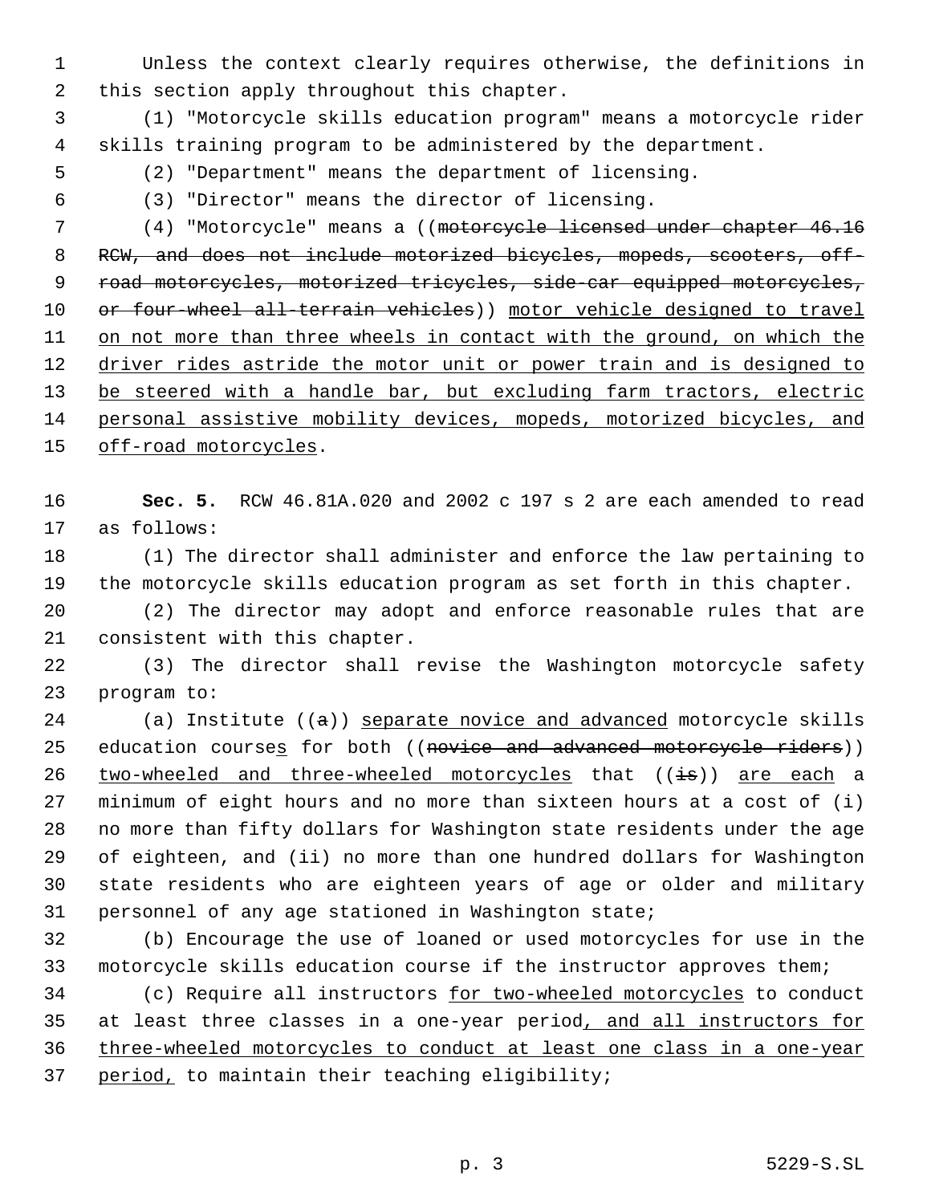Unless the context clearly requires otherwise, the definitions in this section apply throughout this chapter.

(1) "Motorcycle skills education program" means a motorcycle rider skills training program to be administered by the department.

(2) "Department" means the department of licensing.

(3) "Director" means the director of licensing.

(4) "Motorcycle" means a ((~~motorcycle licensed under chapter 46.16 RCW, and does not include motorized bicycles, mopeds, scooters, off-road motorcycles, motorized tricycles, side-car equipped motorcycles, or four-wheel all-terrain vehicles~~)) <u>motor vehicle designed to travel on not more than three wheels in contact with the ground, on which the driver rides astride the motor unit or power train and is designed to be steered with a handle bar, but excluding farm tractors, electric personal assistive mobility devices, mopeds, motorized bicycles, and off-road motorcycles</u>.

**Sec. 5.** RCW 46.81A.020 and 2002 c 197 s 2 are each amended to read as follows:

(1) The director shall administer and enforce the law pertaining to the motorcycle skills education program as set forth in this chapter.

(2) The director may adopt and enforce reasonable rules that are consistent with this chapter.

(3) The director shall revise the Washington motorcycle safety program to:

(a) Institute ((~~a~~)) <u>separate novice and advanced</u> motorcycle skills education course<u>s</u> for both ((~~novice and advanced motorcycle riders~~)) <u>two-wheeled and three-wheeled motorcycles</u> that ((~~is~~)) <u>are each</u> a minimum of eight hours and no more than sixteen hours at a cost of (i) no more than fifty dollars for Washington state residents under the age of eighteen, and (ii) no more than one hundred dollars for Washington state residents who are eighteen years of age or older and military personnel of any age stationed in Washington state;

(b) Encourage the use of loaned or used motorcycles for use in the motorcycle skills education course if the instructor approves them;

(c) Require all instructors <u>for two-wheeled motorcycles</u> to conduct at least three classes in a one-year period<u>, and all instructors for three-wheeled motorcycles to conduct at least one class in a one-year period,</u> to maintain their teaching eligibility;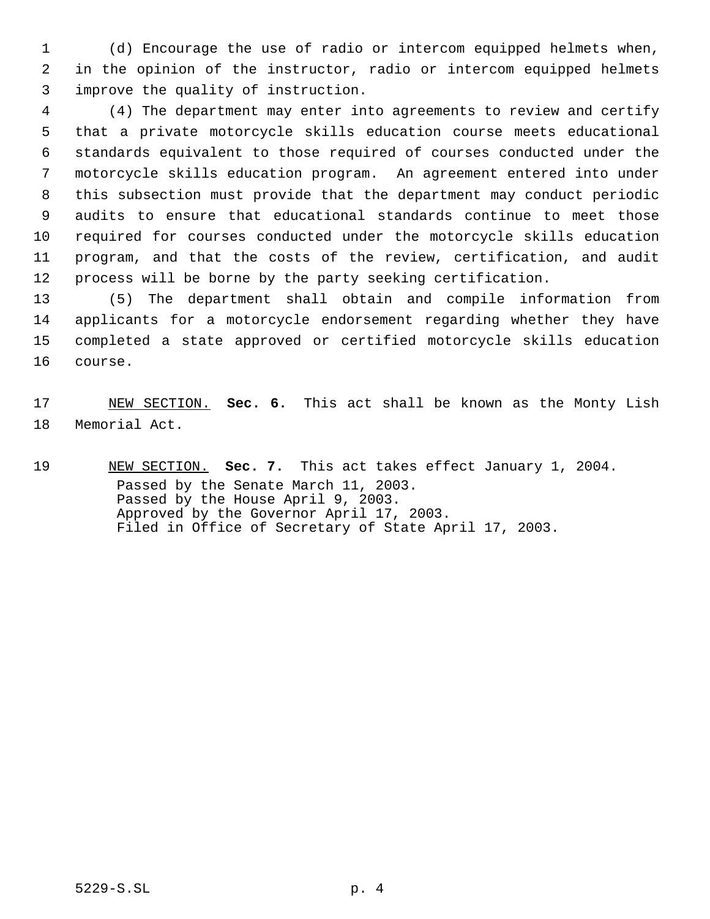(d) Encourage the use of radio or intercom equipped helmets when, in the opinion of the instructor, radio or intercom equipped helmets improve the quality of instruction.

(4) The department may enter into agreements to review and certify that a private motorcycle skills education course meets educational standards equivalent to those required of courses conducted under the motorcycle skills education program. An agreement entered into under this subsection must provide that the department may conduct periodic audits to ensure that educational standards continue to meet those required for courses conducted under the motorcycle skills education program, and that the costs of the review, certification, and audit process will be borne by the party seeking certification.

(5) The department shall obtain and compile information from applicants for a motorcycle endorsement regarding whether they have completed a state approved or certified motorcycle skills education course.

NEW SECTION. **Sec. 6.** This act shall be known as the Monty Lish Memorial Act.

NEW SECTION. **Sec. 7.** This act takes effect January 1, 2004.

Passed by the Senate March 11, 2003.
Passed by the House April 9, 2003.
Approved by the Governor April 17, 2003.
Filed in Office of Secretary of State April 17, 2003.